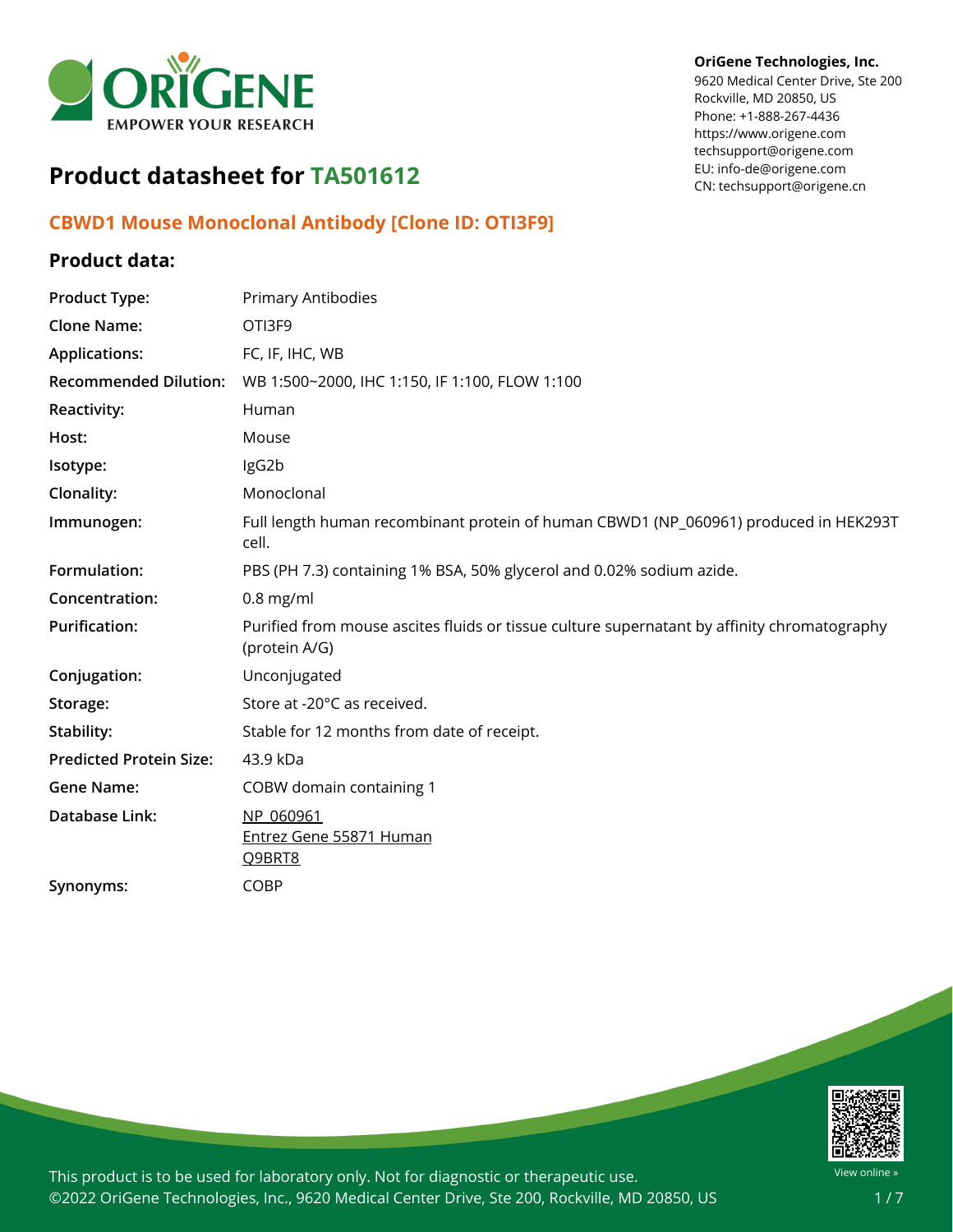**OriGene Technologies, Inc.**
9620 Medical Center Drive, Ste 200
Rockville, MD 20850, US
Phone: +1-888-267-4436
https://www.origene.com
techsupport@origene.com
EU: info-de@origene.com
CN: techsupport@origene.cn

# Product datasheet for TA501612

## CBWD1 Mouse Monoclonal Antibody [Clone ID: OTI3F9]

### Product data:

| | |
|---|---|
| **Product Type:** | Primary Antibodies |
| **Clone Name:** | OTI3F9 |
| **Applications:** | FC, IF, IHC, WB |
| **Recommended Dilution:** | WB 1:500~2000, IHC 1:150, IF 1:100, FLOW 1:100 |
| **Reactivity:** | Human |
| **Host:** | Mouse |
| **Isotype:** | IgG2b |
| **Clonality:** | Monoclonal |
| **Immunogen:** | Full length human recombinant protein of human CBWD1 (NP_060961) produced in HEK293T cell. |
| **Formulation:** | PBS (PH 7.3) containing 1% BSA, 50% glycerol and 0.02% sodium azide. |
| **Concentration:** | 0.8 mg/ml |
| **Purification:** | Purified from mouse ascites fluids or tissue culture supernatant by affinity chromatography (protein A/G) |
| **Conjugation:** | Unconjugated |
| **Storage:** | Store at -20°C as received. |
| **Stability:** | Stable for 12 months from date of receipt. |
| **Predicted Protein Size:** | 43.9 kDa |
| **Gene Name:** | COBW domain containing 1 |
| **Database Link:** | NP_060961<br>Entrez Gene 55871 Human<br>Q9BRT8 |
| **Synonyms:** | COBP |

This product is to be used for laboratory only. Not for diagnostic or therapeutic use.
©2022 OriGene Technologies, Inc., 9620 Medical Center Drive, Ste 200, Rockville, MD 20850, US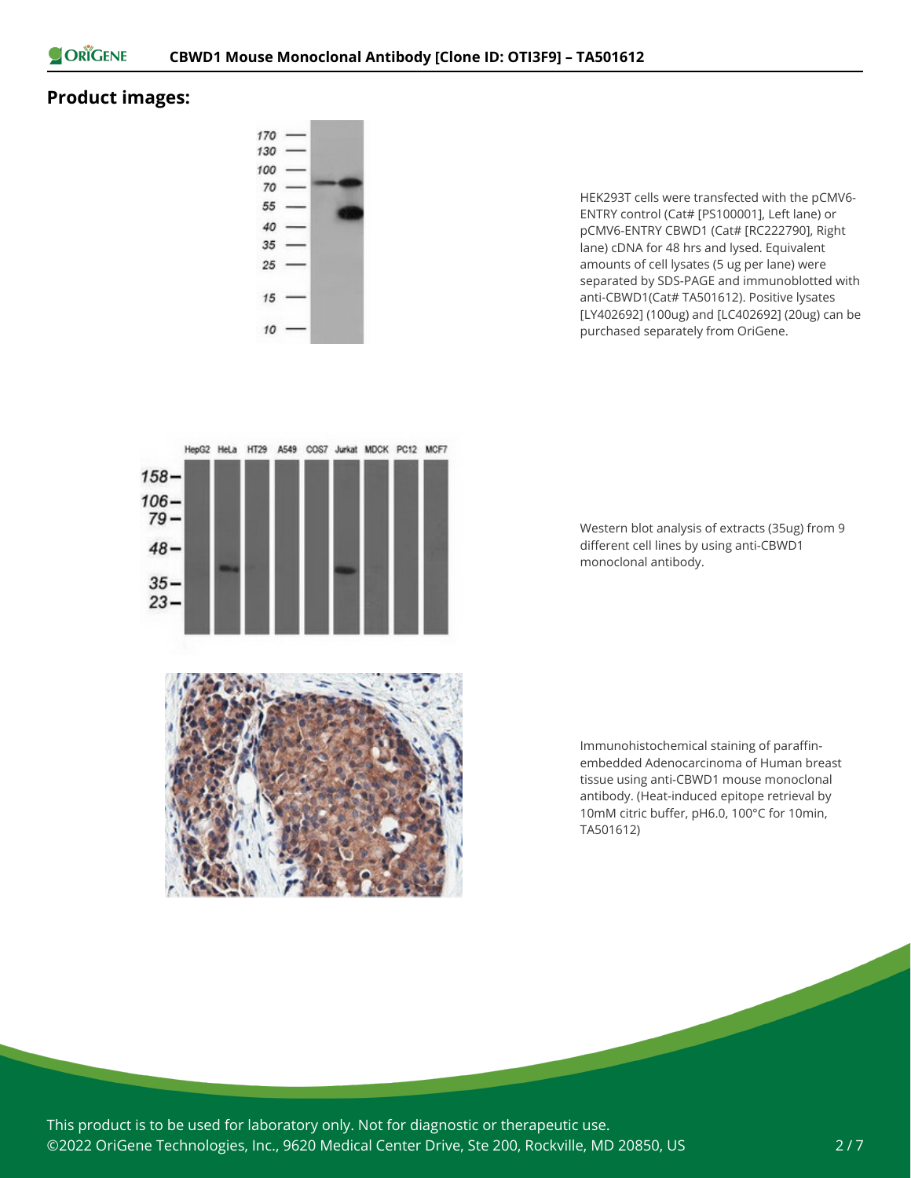## Product images:

HEK293T cells were transfected with the pCMV6-ENTRY control (Cat# [PS100001], Left lane) or pCMV6-ENTRY CBWD1 (Cat# [RC222790], Right lane) cDNA for 48 hrs and lysed. Equivalent amounts of cell lysates (5 ug per lane) were separated by SDS-PAGE and immunoblotted with anti-CBWD1(Cat# TA501612). Positive lysates [LY402692] (100ug) and [LC402692] (20ug) can be purchased separately from OriGene.

Western blot analysis of extracts (35ug) from 9 different cell lines by using anti-CBWD1 monoclonal antibody.

Immunohistochemical staining of paraffin-embedded Adenocarcinoma of Human breast tissue using anti-CBWD1 mouse monoclonal antibody. (Heat-induced epitope retrieval by 10mM citric buffer, pH6.0, 100°C for 10min, TA501612)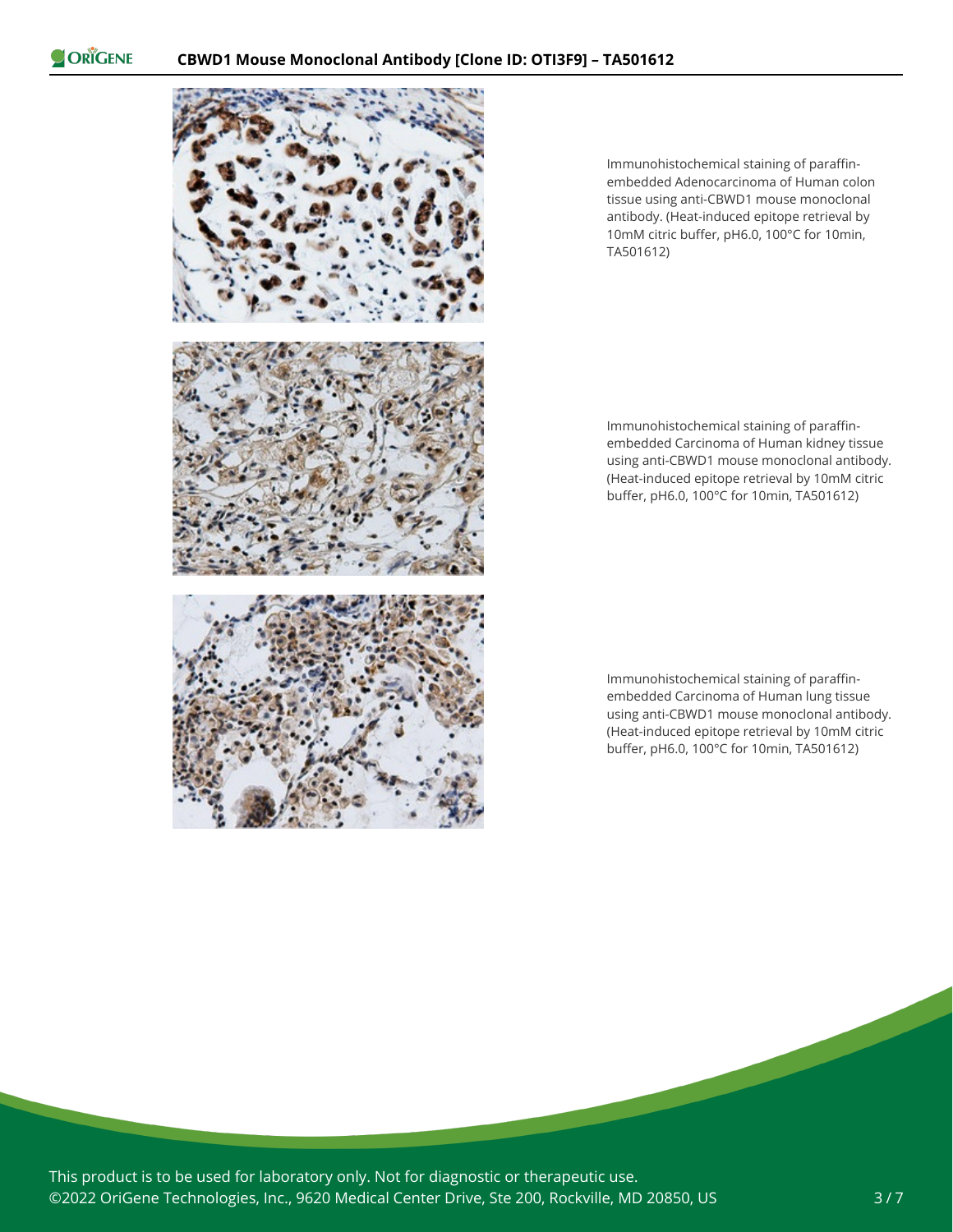Immunohistochemical staining of paraffin-embedded Adenocarcinoma of Human colon tissue using anti-CBWD1 mouse monoclonal antibody. (Heat-induced epitope retrieval by 10mM citric buffer, pH6.0, 100°C for 10min, TA501612)

Immunohistochemical staining of paraffin-embedded Carcinoma of Human kidney tissue using anti-CBWD1 mouse monoclonal antibody. (Heat-induced epitope retrieval by 10mM citric buffer, pH6.0, 100°C for 10min, TA501612)

Immunohistochemical staining of paraffin-embedded Carcinoma of Human lung tissue using anti-CBWD1 mouse monoclonal antibody. (Heat-induced epitope retrieval by 10mM citric buffer, pH6.0, 100°C for 10min, TA501612)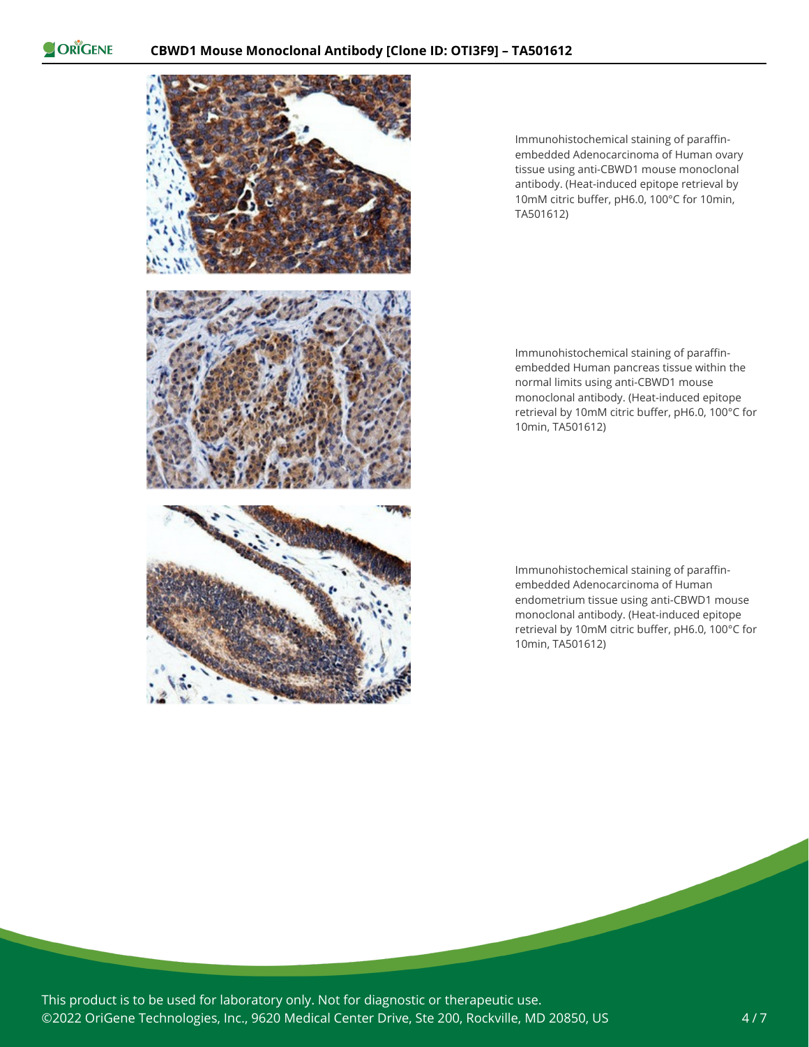Immunohistochemical staining of paraffin-embedded Adenocarcinoma of Human ovary tissue using anti-CBWD1 mouse monoclonal antibody. (Heat-induced epitope retrieval by 10mM citric buffer, pH6.0, 100°C for 10min, TA501612)

Immunohistochemical staining of paraffin-embedded Human pancreas tissue within the normal limits using anti-CBWD1 mouse monoclonal antibody. (Heat-induced epitope retrieval by 10mM citric buffer, pH6.0, 100°C for 10min, TA501612)

Immunohistochemical staining of paraffin-embedded Adenocarcinoma of Human endometrium tissue using anti-CBWD1 mouse monoclonal antibody. (Heat-induced epitope retrieval by 10mM citric buffer, pH6.0, 100°C for 10min, TA501612)

This product is to be used for laboratory only. Not for diagnostic or therapeutic use.
©2022 OriGene Technologies, Inc., 9620 Medical Center Drive, Ste 200, Rockville, MD 20850, US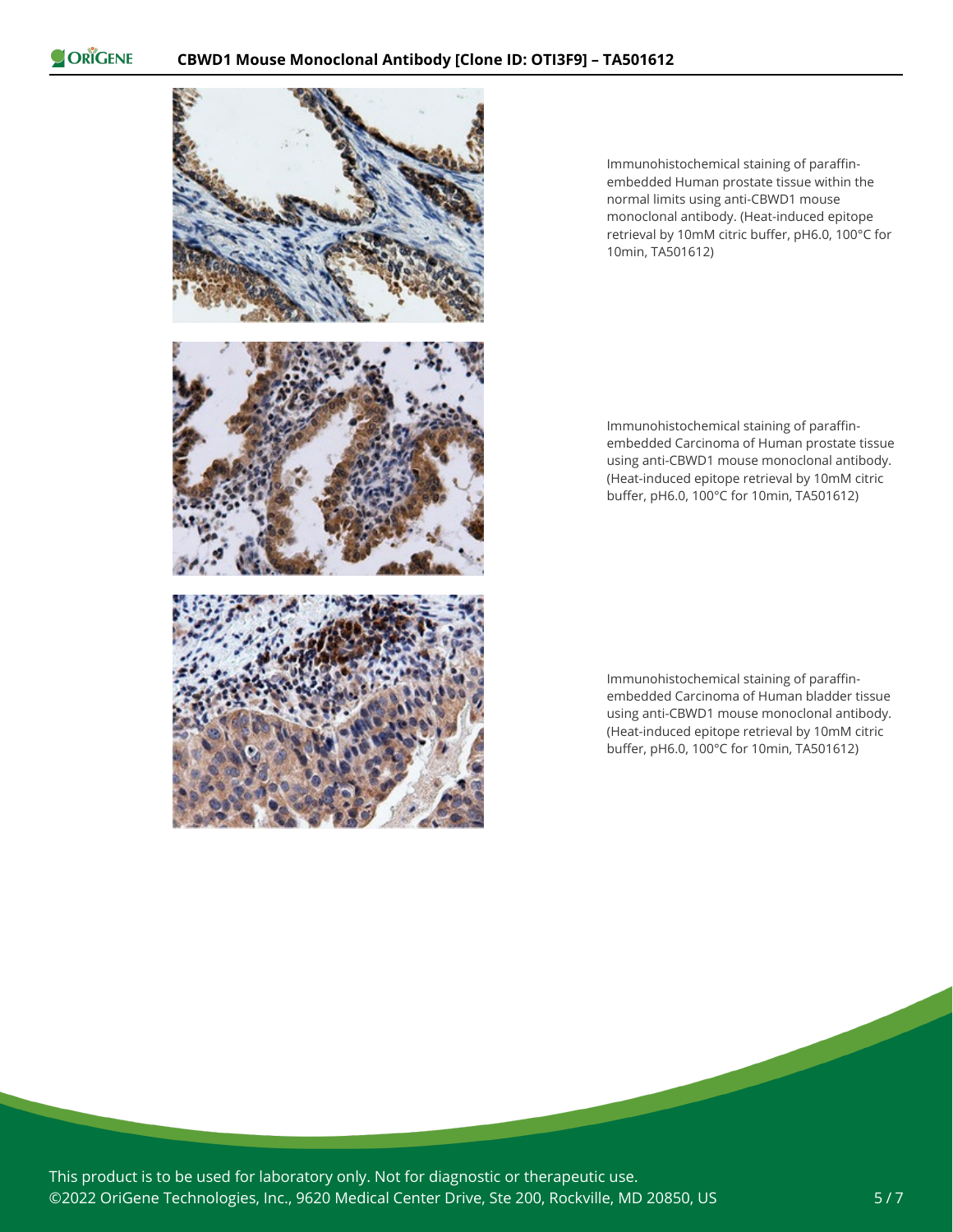Immunohistochemical staining of paraffin-embedded Human prostate tissue within the normal limits using anti-CBWD1 mouse monoclonal antibody. (Heat-induced epitope retrieval by 10mM citric buffer, pH6.0, 100°C for 10min, TA501612)

Immunohistochemical staining of paraffin-embedded Carcinoma of Human prostate tissue using anti-CBWD1 mouse monoclonal antibody. (Heat-induced epitope retrieval by 10mM citric buffer, pH6.0, 100°C for 10min, TA501612)

Immunohistochemical staining of paraffin-embedded Carcinoma of Human bladder tissue using anti-CBWD1 mouse monoclonal antibody. (Heat-induced epitope retrieval by 10mM citric buffer, pH6.0, 100°C for 10min, TA501612)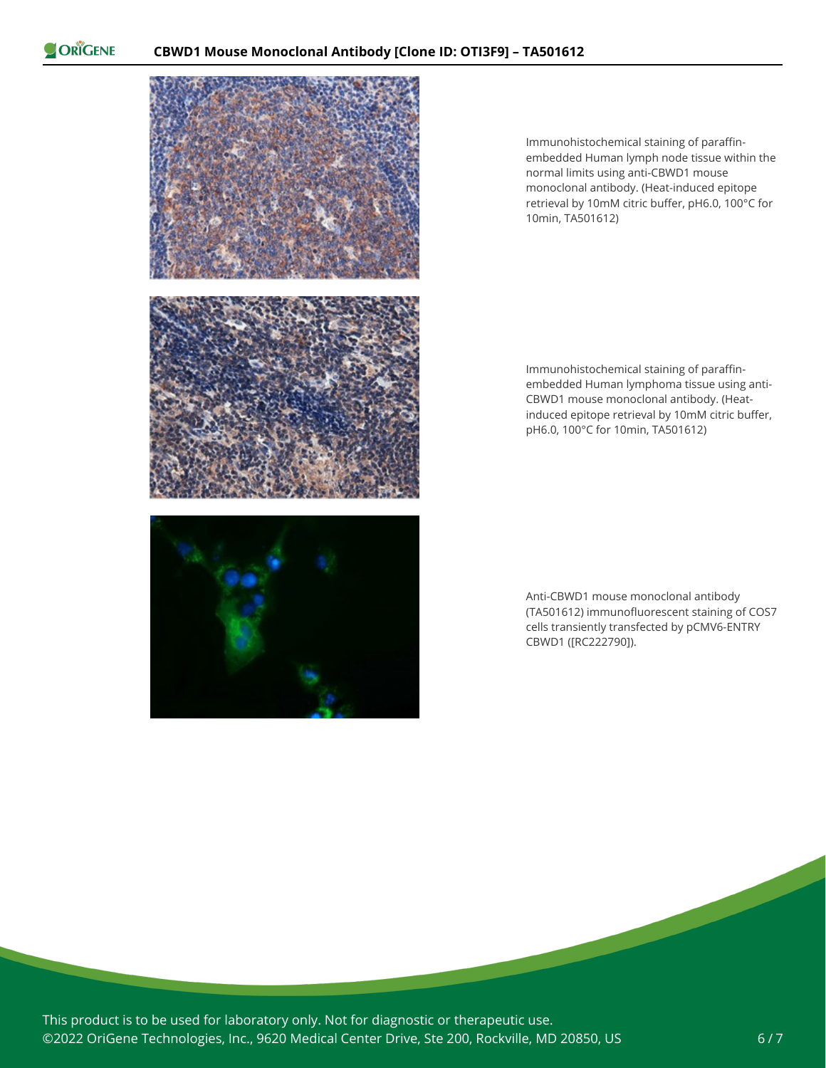Immunohistochemical staining of paraffin-embedded Human lymph node tissue within the normal limits using anti-CBWD1 mouse monoclonal antibody. (Heat-induced epitope retrieval by 10mM citric buffer, pH6.0, 100°C for 10min, TA501612)

Immunohistochemical staining of paraffin-embedded Human lymphoma tissue using anti-CBWD1 mouse monoclonal antibody. (Heat-induced epitope retrieval by 10mM citric buffer, pH6.0, 100°C for 10min, TA501612)

Anti-CBWD1 mouse monoclonal antibody (TA501612) immunofluorescent staining of COS7 cells transiently transfected by pCMV6-ENTRY CBWD1 ([RC222790]).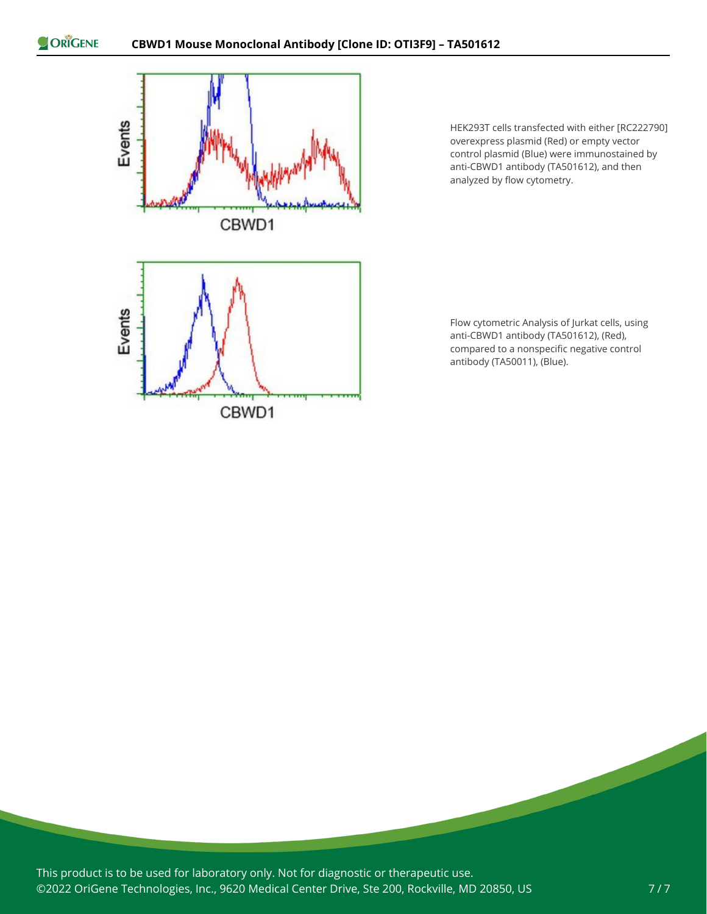Events

CBWD1

HEK293T cells transfected with either [RC222790] overexpress plasmid (Red) or empty vector control plasmid (Blue) were immunostained by anti-CBWD1 antibody (TA501612), and then analyzed by flow cytometry.

Events

CBWD1

Flow cytometric Analysis of Jurkat cells, using anti-CBWD1 antibody (TA501612), (Red), compared to a nonspecific negative control antibody (TA50011), (Blue).

This product is to be used for laboratory only. Not for diagnostic or therapeutic use.
©2022 OriGene Technologies, Inc., 9620 Medical Center Drive, Ste 200, Rockville, MD 20850, US